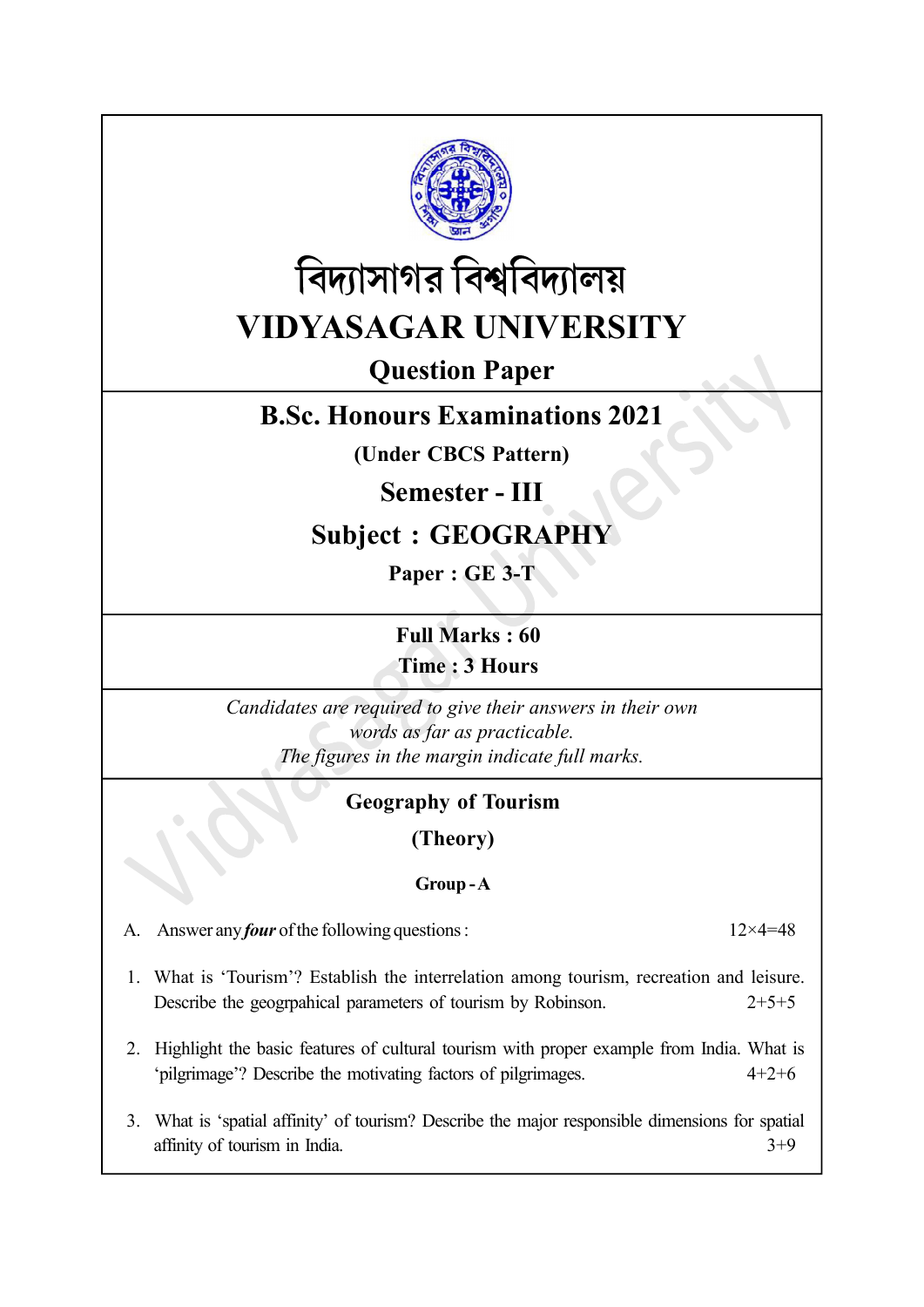# বিদ্যাসাগর বিশ্ববিদ্যালয়

# VIDYASAGAR UNIVERSITY

## Question Paper

## B.Sc. Honours Examinations 2021

**(Under CBCS Pattern)**

## Semester - III

## Subject : GEOGRAPHY

**Paper : GE 3-T**

**Full Marks : 60**

**Time : 3 Hours**

*Candidates are required to give their answers in their own words as far as practicable.*

*The figures in the margin indicate full marks.*

### Geography of Tourism

### (Theory)

#### Group - A

A. Answer any ***four*** of the following questions : 12×4=48

1. What is 'Tourism'? Establish the interrelation among tourism, recreation and leisure. Describe the geogrpahical parameters of tourism by Robinson. 2+5+5

2. Highlight the basic features of cultural tourism with proper example from India. What is 'pilgrimage'? Describe the motivating factors of pilgrimages. 4+2+6

3. What is 'spatial affinity' of tourism? Describe the major responsible dimensions for spatial affinity of tourism in India. 3+9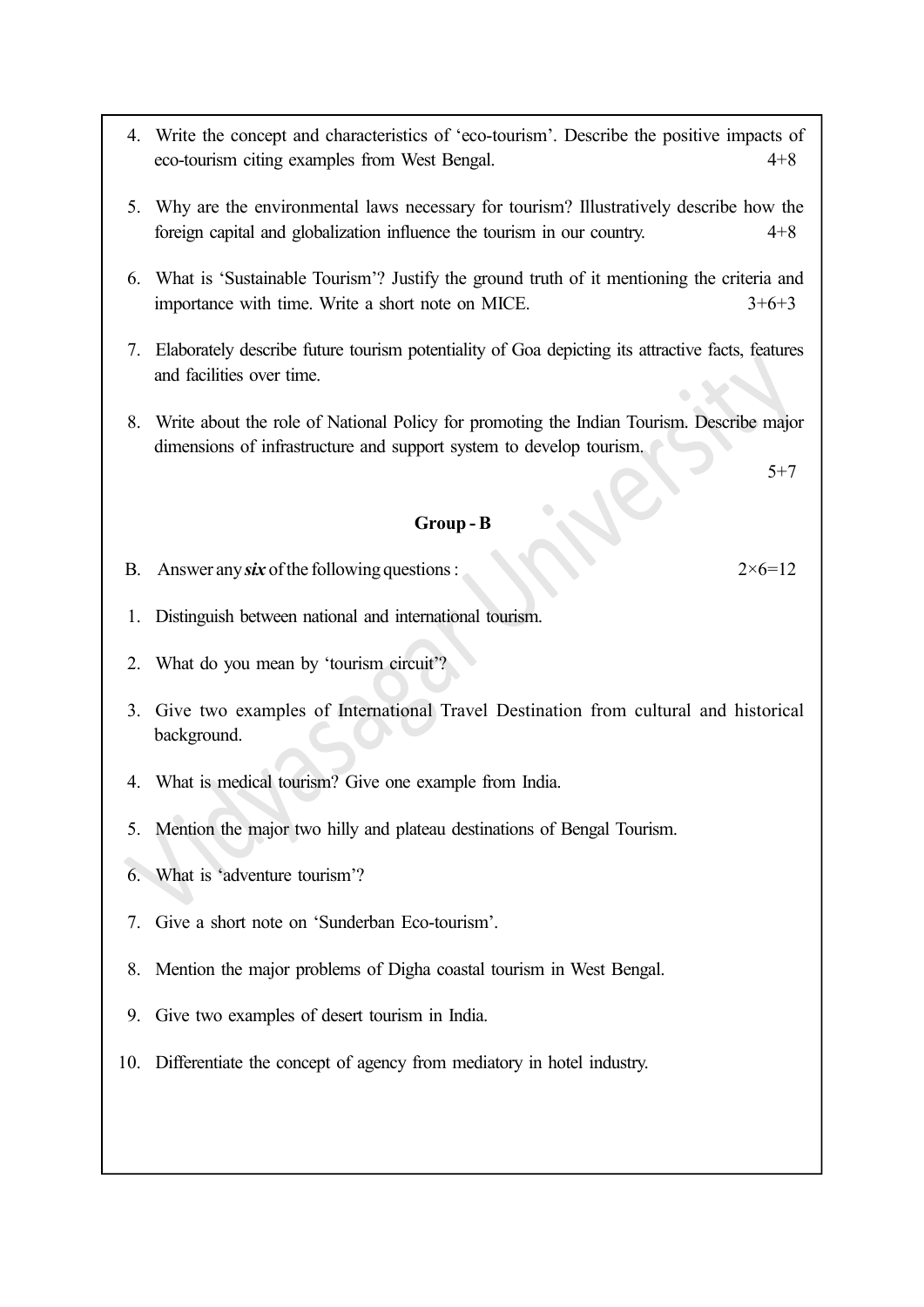4. Write the concept and characteristics of 'eco-tourism'. Describe the positive impacts of eco-tourism citing examples from West Bengal. 4+8

5. Why are the environmental laws necessary for tourism? Illustratively describe how the foreign capital and globalization influence the tourism in our country. 4+8

6. What is 'Sustainable Tourism'? Justify the ground truth of it mentioning the criteria and importance with time. Write a short note on MICE. 3+6+3

7. Elaborately describe future tourism potentiality of Goa depicting its attractive facts, features and facilities over time.

8. Write about the role of National Policy for promoting the Indian Tourism. Describe major dimensions of infrastructure and support system to develop tourism. 5+7

## Group - B

B. Answer any ***six*** of the following questions : 2×6=12

1. Distinguish between national and international tourism.

2. What do you mean by 'tourism circuit'?

3. Give two examples of International Travel Destination from cultural and historical background.

4. What is medical tourism? Give one example from India.

5. Mention the major two hilly and plateau destinations of Bengal Tourism.

6. What is 'adventure tourism'?

7. Give a short note on 'Sunderban Eco-tourism'.

8. Mention the major problems of Digha coastal tourism in West Bengal.

9. Give two examples of desert tourism in India.

10. Differentiate the concept of agency from mediatory in hotel industry.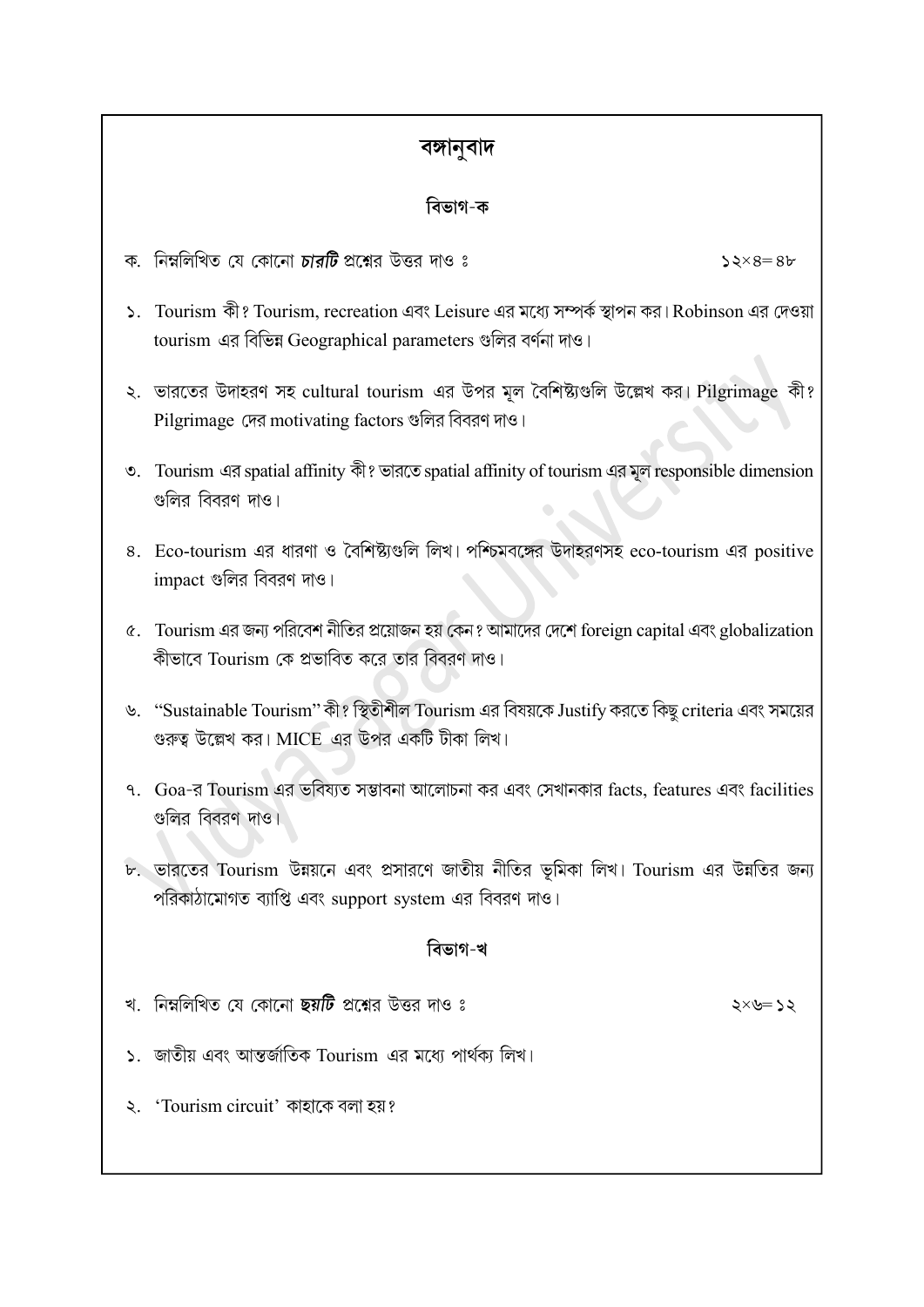# বঙ্গানুবাদ

## বিভাগ-ক

ক. নিম্নলিখিত যে কোনো ***চারটি*** প্রশ্নের উত্তর দাও ঃ ১২×৪=৪৮

১. Tourism কী? Tourism, recreation এবং Leisure এর মধ্যে সম্পর্ক স্থাপন কর। Robinson এর দেওয়া tourism এর বিভিন্ন Geographical parameters গুলির বর্ণনা দাও।

২. ভারতের উদাহরণ সহ cultural tourism এর উপর মূল বৈশিষ্ট্যগুলি উল্লেখ কর। Pilgrimage কী? Pilgrimage দের motivating factors গুলির বিবরণ দাও।

৩. Tourism এর spatial affinity কী? ভারতে spatial affinity of tourism এর মূল responsible dimension গুলির বিবরণ দাও।

৪. Eco-tourism এর ধারণা ও বৈশিষ্ট্যগুলি লিখ। পশ্চিমবঙ্গের উদাহরণসহ eco-tourism এর positive impact গুলির বিবরণ দাও।

৫. Tourism এর জন্য পরিবেশ নীতির প্রয়োজন হয় কেন? আমাদের দেশে foreign capital এবং globalization কীভাবে Tourism কে প্রভাবিত করে তার বিবরণ দাও।

৬. "Sustainable Tourism" কী? স্থিতীশীল Tourism এর বিষয়কে Justify করতে কিছু criteria এবং সময়ের গুরুত্ব উল্লেখ কর। MICE এর উপর একটি টীকা লিখ।

৭. Goa-র Tourism এর ভবিষ্যত সম্ভাবনা আলোচনা কর এবং সেখানকার facts, features এবং facilities গুলির বিবরণ দাও।

৮. ভারতের Tourism উন্নয়নে এবং প্রসারণে জাতীয় নীতির ভূমিকা লিখ। Tourism এর উন্নতির জন্য পরিকাঠামোগত ব্যাপ্তি এবং support system এর বিবরণ দাও।

## বিভাগ-খ

খ. নিম্নলিখিত যে কোনো ***ছয়টি*** প্রশ্নের উত্তর দাও ঃ ২×৬=১২

১. জাতীয় এবং আন্তর্জাতিক Tourism এর মধ্যে পার্থক্য লিখ।

২. 'Tourism circuit' কাহাকে বলা হয়?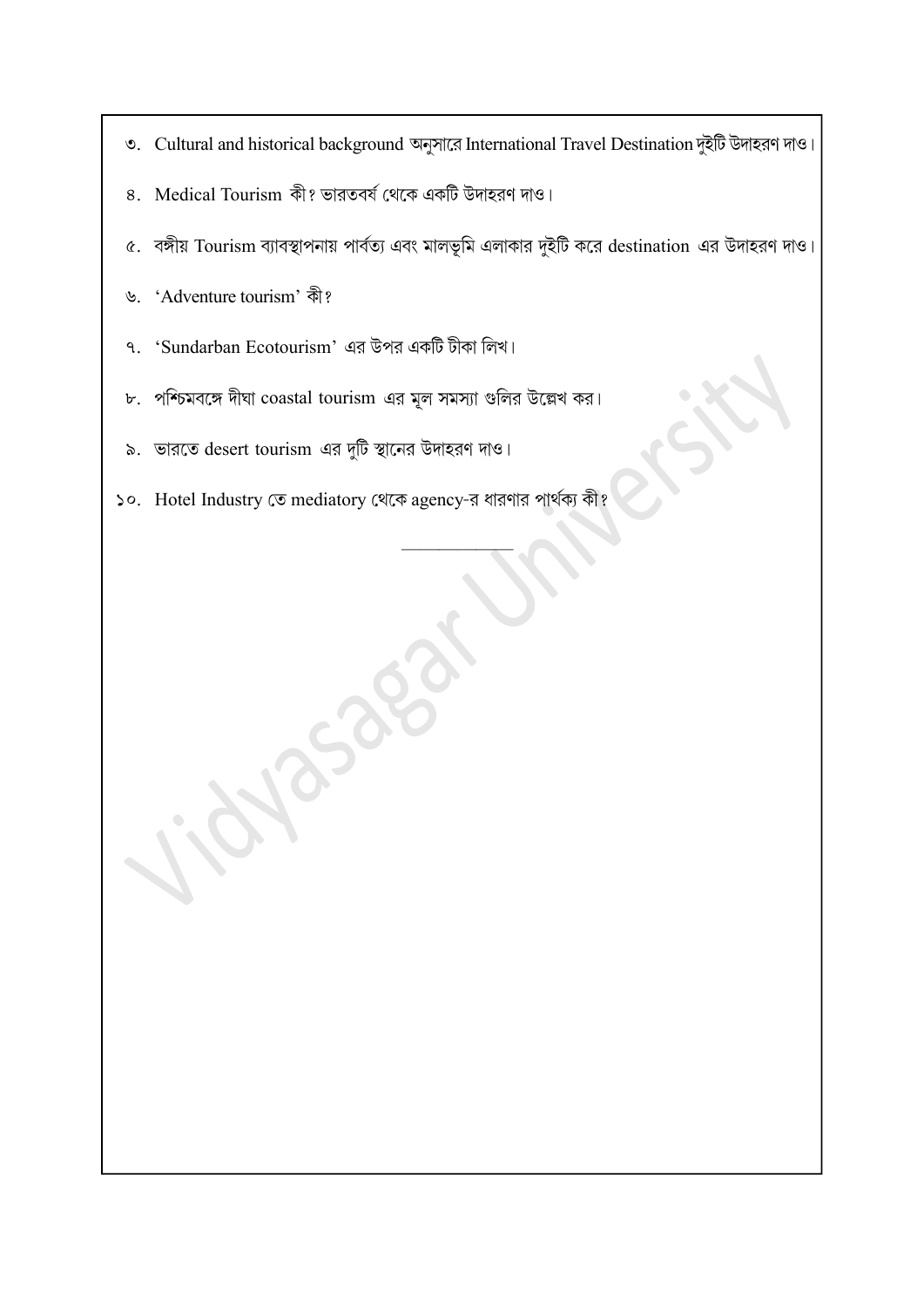৩. Cultural and historical background অনুসারে International Travel Destination দুইটি উদাহরণ দাও।

৪. Medical Tourism কী? ভারতবর্ষ থেকে একটি উদাহরণ দাও।

৫. বঙ্গীয় Tourism ব্যাবস্থাপনায় পার্বত্য এবং মালভূমি এলাকার দুইটি করে destination এর উদাহরণ দাও।

৬. 'Adventure tourism' কী?

৭. 'Sundarban Ecotourism' এর উপর একটি টীকা লিখ।

৮. পশ্চিমবঙ্গে দীঘা coastal tourism এর মূল সমস্যা গুলির উল্লেখ কর।

৯. ভারতে desert tourism এর দুটি স্থানের উদাহরণ দাও।

১০. Hotel Industry তে mediatory থেকে agency-র ধারণার পার্থক্য কী?

———————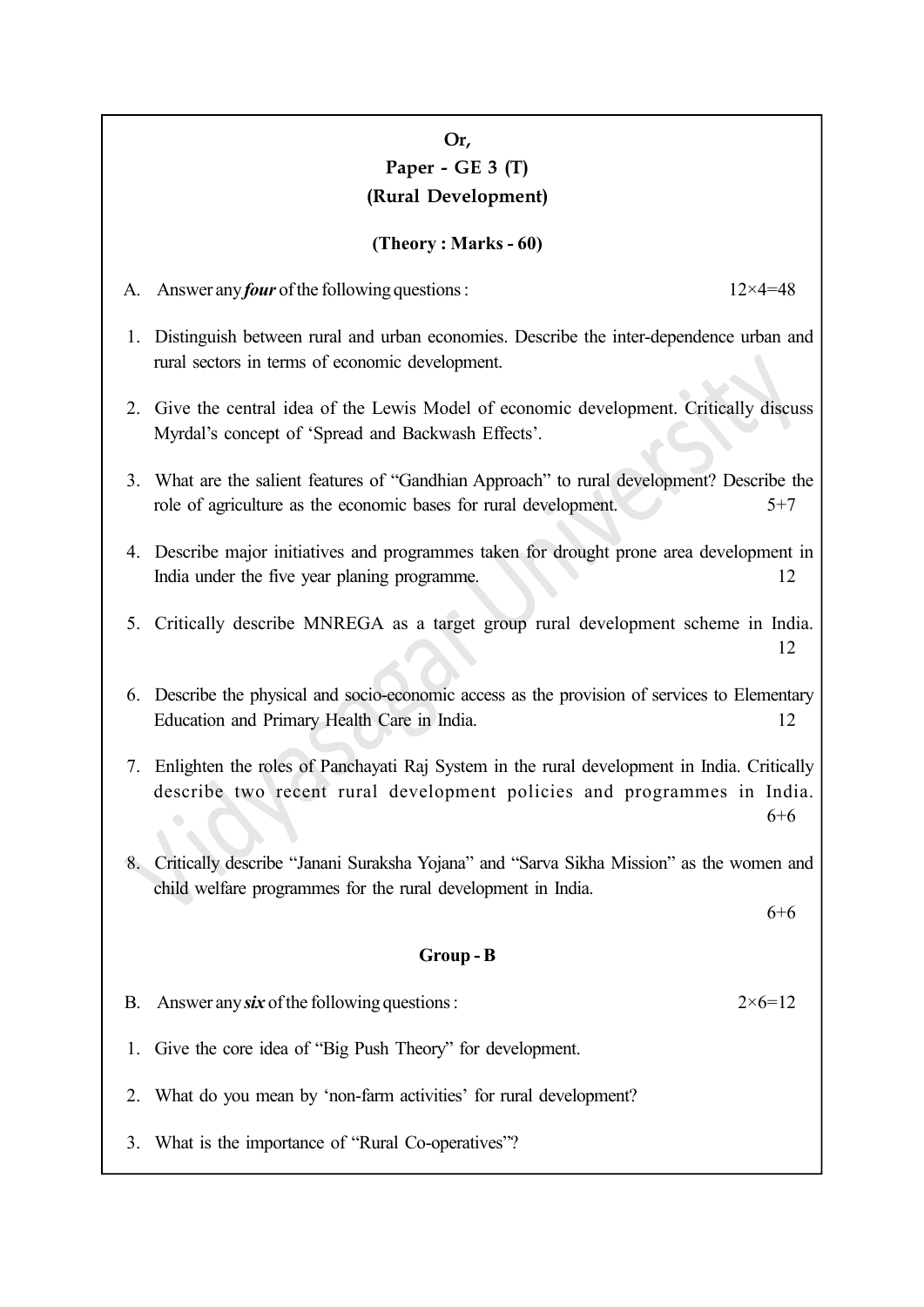**Or,**

## Paper - GE 3 (T)

## (Rural Development)

**(Theory : Marks - 60)**

A. Answer any ***four*** of the following questions : 12×4=48

1. Distinguish between rural and urban economies. Describe the inter-dependence urban and rural sectors in terms of economic development.

2. Give the central idea of the Lewis Model of economic development. Critically discuss Myrdal's concept of 'Spread and Backwash Effects'.

3. What are the salient features of "Gandhian Approach" to rural development? Describe the role of agriculture as the economic bases for rural development. 5+7

4. Describe major initiatives and programmes taken for drought prone area development in India under the five year planing programme. 12

5. Critically describe MNREGA as a target group rural development scheme in India. 12

6. Describe the physical and socio-economic access as the provision of services to Elementary Education and Primary Health Care in India. 12

7. Enlighten the roles of Panchayati Raj System in the rural development in India. Critically describe two recent rural development policies and programmes in India. 6+6

8. Critically describe "Janani Suraksha Yojana" and "Sarva Sikha Mission" as the women and child welfare programmes for the rural development in India. 6+6

### Group - B

B. Answer any ***six*** of the following questions : 2×6=12

1. Give the core idea of "Big Push Theory" for development.

2. What do you mean by 'non-farm activities' for rural development?

3. What is the importance of "Rural Co-operatives"?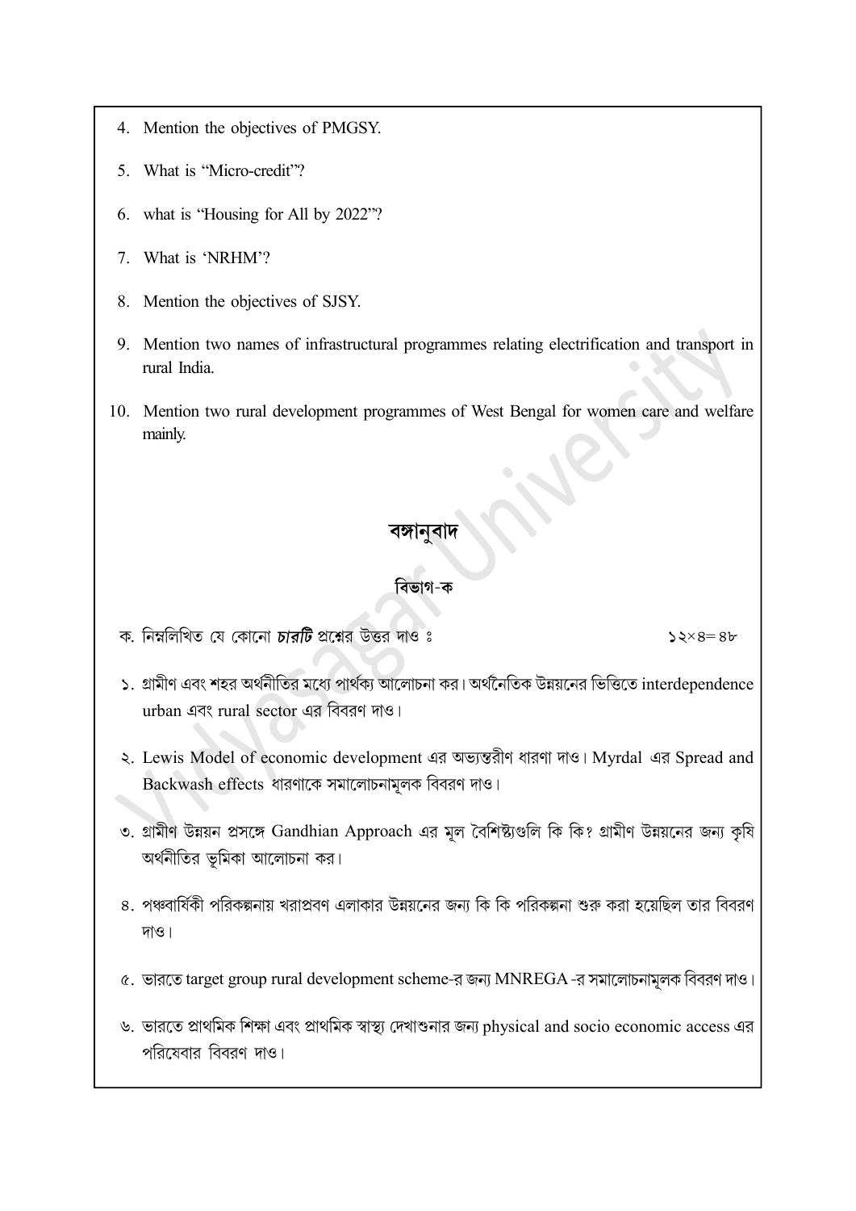4. Mention the objectives of PMGSY.

5. What is "Micro-credit"?

6. what is "Housing for All by 2022"?

7. What is 'NRHM'?

8. Mention the objectives of SJSY.

9. Mention two names of infrastructural programmes relating electrification and transport in rural India.

10. Mention two rural development programmes of West Bengal for women care and welfare mainly.

## বঙ্গানুবাদ

### বিভাগ-ক

ক. নিম্নলিখিত যে কোনো ***চারটি*** প্রশ্নের উত্তর দাও ঃ ১২×৪=৪৮

১. গ্রামীণ এবং শহর অর্থনীতির মধ্যে পার্থক্য আলোচনা কর। অর্থনৈতিক উন্নয়নের ভিত্তিতে interdependence urban এবং rural sector এর বিবরণ দাও।

২. Lewis Model of economic development এর অভ্যন্তরীণ ধারণা দাও। Myrdal এর Spread and Backwash effects ধারণাকে সমালোচনামূলক বিবরণ দাও।

৩. গ্রামীণ উন্নয়ন প্রসঙ্গে Gandhian Approach এর মূল বৈশিষ্ট্যগুলি কি কি? গ্রামীণ উন্নয়নের জন্য কৃষি অর্থনীতির ভূমিকা আলোচনা কর।

৪. পঞ্চবার্ষিকী পরিকল্পনায় খরাপ্রবণ এলাকার উন্নয়নের জন্য কি কি পরিকল্পনা শুরু করা হয়েছিল তার বিবরণ দাও।

৫. ভারতে target group rural development scheme-র জন্য MNREGA -র সমালোচনামূলক বিবরণ দাও।

৬. ভারতে প্রাথমিক শিক্ষা এবং প্রাথমিক স্বাস্থ্য দেখাশুনার জন্য physical and socio economic access এর পরিষেবার বিবরণ দাও।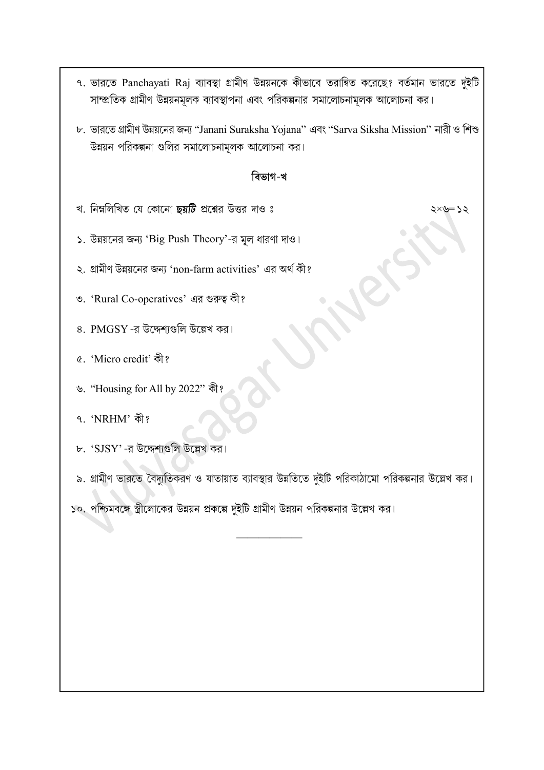৭. ভারতে Panchayati Raj ব্যাবস্থা গ্রামীণ উন্নয়নকে কীভাবে তরান্বিত করেছে? বর্তমান ভারতে দুইটি সাম্প্রতিক গ্রামীণ উন্নয়নমূলক ব্যাবস্থাপনা এবং পরিকল্পনার সমালোচনামূলক আলোচনা কর।

৮. ভারতে গ্রামীণ উন্নয়নের জন্য "Janani Suraksha Yojana" এবং "Sarva Siksha Mission" নারী ও শিশু উন্নয়ন পরিকল্পনা গুলির সমালোচনামূলক আলোচনা কর।

## বিভাগ-খ

খ. নিম্নলিখিত যে কোনো ***ছয়টি*** প্রশ্নের উত্তর দাও ঃ ২×৬=১২

১. উন্নয়নের জন্য 'Big Push Theory'-র মূল ধারণা দাও।

২. গ্রামীণ উন্নয়নের জন্য 'non-farm activities' এর অর্থ কী?

৩. 'Rural Co-operatives' এর গুরুত্ব কী?

৪. PMGSY -র উদ্দেশ্যগুলি উল্লেখ কর।

৫. 'Micro credit' কী?

৬. "Housing for All by 2022" কী?

৭. 'NRHM' কী?

৮. 'SJSY' -র উদ্দেশ্যগুলি উল্লেখ কর।

৯. গ্রামীণ ভারতে বৈদ্যুতিকরণ ও যাতায়াত ব্যবস্থার উন্নতিতে দুইটি পরিকাঠামো পরিকল্পনার উল্লেখ কর।

১০. পশ্চিমবঙ্গে স্ত্রীলোকের উন্নয়ন প্রকল্পে দুইটি গ্রামীণ উন্নয়ন পরিকল্পনার উল্লেখ কর।